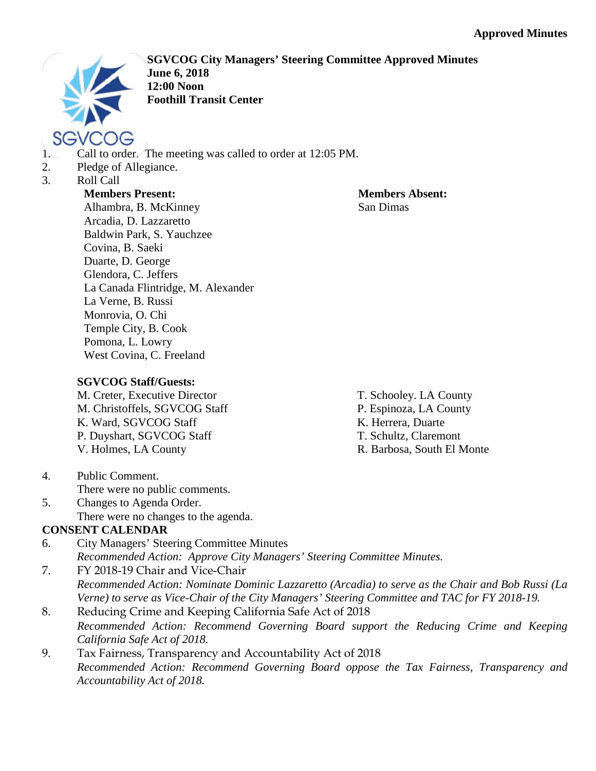**Approved Minutes**

**SGVCOG City Managers' Steering Committee Approved Minutes**
**June 6, 2018**
**12:00 Noon**
**Foothill Transit Center**

1. Call to order. The meeting was called to order at 12:05 PM.
2. Pledge of Allegiance.
3. Roll Call

**Members Present:**
Alhambra, B. McKinney
Arcadia, D. Lazzaretto
Baldwin Park, S. Yauchzee
Covina, B. Saeki
Duarte, D. George
Glendora, C. Jeffers
La Canada Flintridge, M. Alexander
La Verne, B. Russi
Monrovia, O. Chi
Temple City, B. Cook
Pomona, L. Lowry
West Covina, C. Freeland

**Members Absent:**
San Dimas

**SGVCOG Staff/Guests:**
M. Creter, Executive Director
M. Christoffels, SGVCOG Staff
K. Ward, SGVCOG Staff
P. Duyshart, SGVCOG Staff
V. Holmes, LA County
T. Schooley. LA County
P. Espinoza, LA County
K. Herrera, Duarte
T. Schultz, Claremont
R. Barbosa, South El Monte

4. Public Comment.
   There were no public comments.
5. Changes to Agenda Order.
   There were no changes to the agenda.

**CONSENT CALENDAR**

6. City Managers' Steering Committee Minutes
   *Recommended Action: Approve City Managers' Steering Committee Minutes.*
7. FY 2018-19 Chair and Vice-Chair
   *Recommended Action: Nominate Dominic Lazzaretto (Arcadia) to serve as the Chair and Bob Russi (La Verne) to serve as Vice-Chair of the City Managers' Steering Committee and TAC for FY 2018-19.*
8. Reducing Crime and Keeping California Safe Act of 2018
   *Recommended Action: Recommend Governing Board support the Reducing Crime and Keeping California Safe Act of 2018.*
9. Tax Fairness, Transparency and Accountability Act of 2018
   *Recommended Action: Recommend Governing Board oppose the Tax Fairness, Transparency and Accountability Act of 2018.*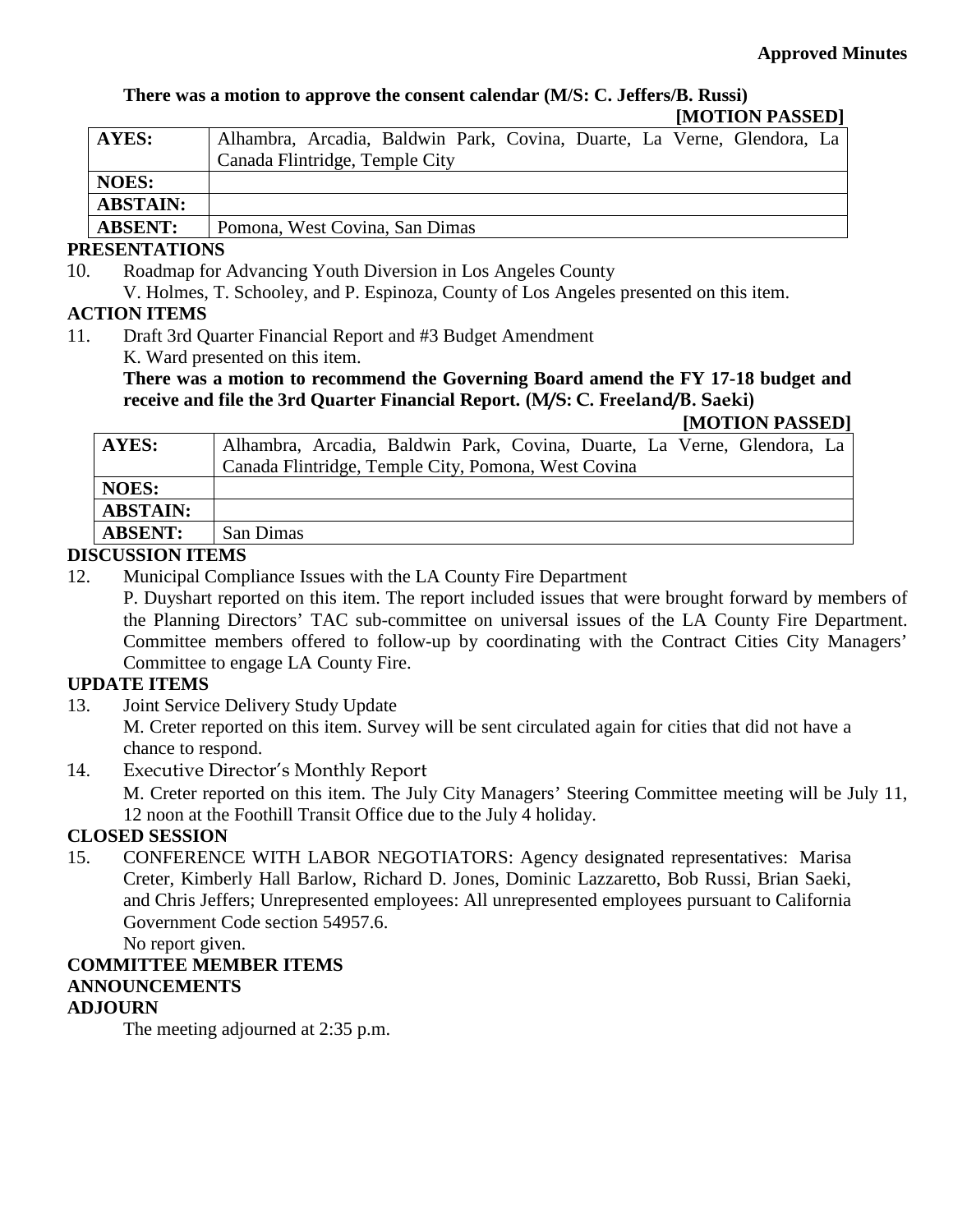**Approved Minutes**

**There was a motion to approve the consent calendar (M/S: C. Jeffers/B. Russi)**

**[MOTION PASSED]**

| | |
|---|---|
| **AYES:** | Alhambra, Arcadia, Baldwin Park, Covina, Duarte, La Verne, Glendora, La Canada Flintridge, Temple City |
| **NOES:** | |
| **ABSTAIN:** | |
| **ABSENT:** | Pomona, West Covina, San Dimas |

**PRESENTATIONS**

10. Roadmap for Advancing Youth Diversion in Los Angeles County

    V. Holmes, T. Schooley, and P. Espinoza, County of Los Angeles presented on this item.

**ACTION ITEMS**

11. Draft 3rd Quarter Financial Report and #3 Budget Amendment

    K. Ward presented on this item.

    **There was a motion to recommend the Governing Board amend the FY 17-18 budget and receive and file the 3rd Quarter Financial Report. (M/S: C. Freeland/B. Saeki)**

    **[MOTION PASSED]**

| | |
|---|---|
| **AYES:** | Alhambra, Arcadia, Baldwin Park, Covina, Duarte, La Verne, Glendora, La Canada Flintridge, Temple City, Pomona, West Covina |
| **NOES:** | |
| **ABSTAIN:** | |
| **ABSENT:** | San Dimas |

**DISCUSSION ITEMS**

12. Municipal Compliance Issues with the LA County Fire Department

    P. Duyshart reported on this item. The report included issues that were brought forward by members of the Planning Directors' TAC sub-committee on universal issues of the LA County Fire Department. Committee members offered to follow-up by coordinating with the Contract Cities City Managers' Committee to engage LA County Fire.

**UPDATE ITEMS**

13. Joint Service Delivery Study Update

    M. Creter reported on this item. Survey will be sent circulated again for cities that did not have a chance to respond.

14. Executive Director's Monthly Report

    M. Creter reported on this item. The July City Managers' Steering Committee meeting will be July 11, 12 noon at the Foothill Transit Office due to the July 4 holiday.

**CLOSED SESSION**

15. CONFERENCE WITH LABOR NEGOTIATORS: Agency designated representatives: Marisa Creter, Kimberly Hall Barlow, Richard D. Jones, Dominic Lazzaretto, Bob Russi, Brian Saeki, and Chris Jeffers; Unrepresented employees: All unrepresented employees pursuant to California Government Code section 54957.6.

    No report given.

**COMMITTEE MEMBER ITEMS**

**ANNOUNCEMENTS**

**ADJOURN**

The meeting adjourned at 2:35 p.m.